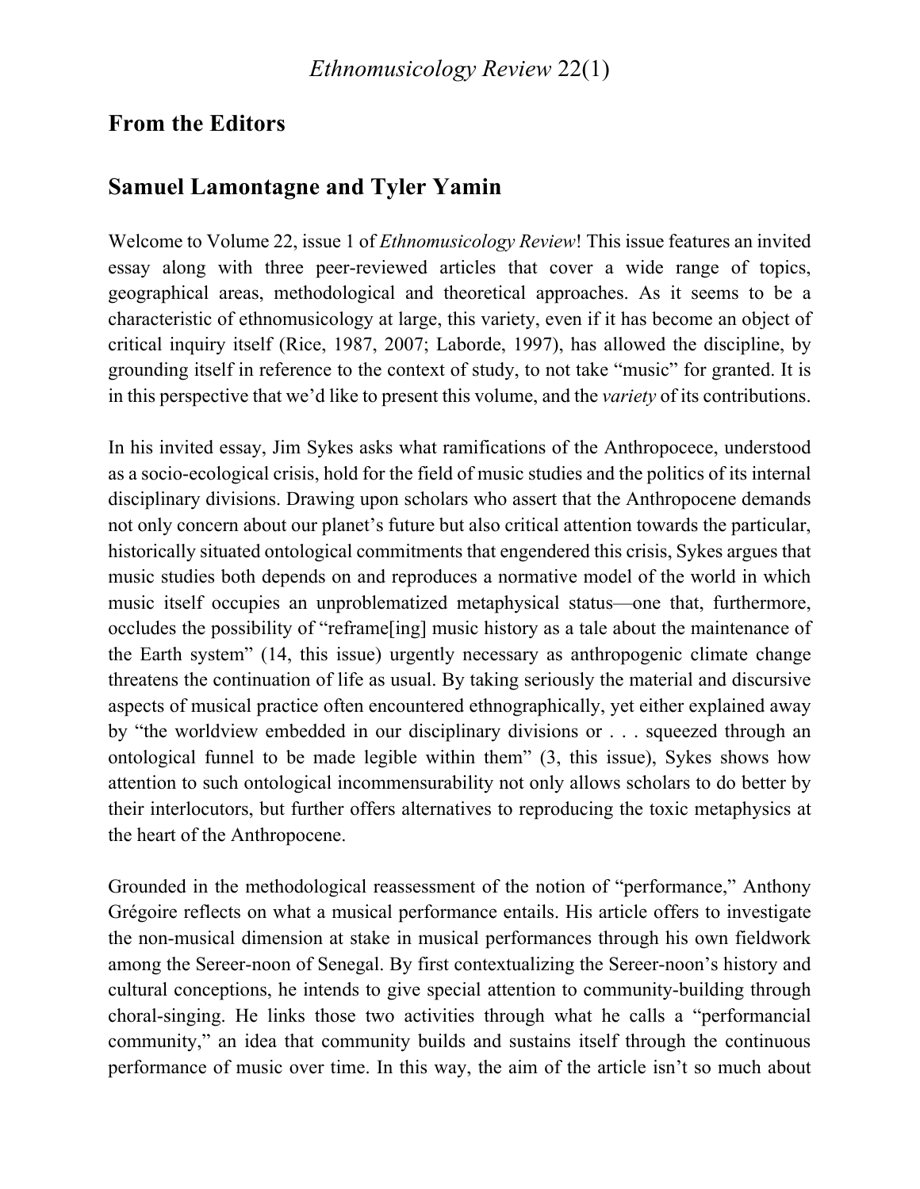## From the Editors

## Samuel Lamontagne and Tyler Yamin

Welcome to Volume 22, issue 1 of *Ethnomusicology Review*! This issue features an invited essay along with three peer-reviewed articles that cover a wide range of topics, geographical areas, methodological and theoretical approaches. As it seems to be a characteristic of ethnomusicology at large, this variety, even if it has become an object of critical inquiry itself (Rice, 1987, 2007; Laborde, 1997), has allowed the discipline, by grounding itself in reference to the context of study, to not take "music" for granted. It is in this perspective that we'd like to present this volume, and the *variety* of its contributions.

In his invited essay, Jim Sykes asks what ramifications of the Anthropocece, understood as a socio-ecological crisis, hold for the field of music studies and the politics of its internal disciplinary divisions. Drawing upon scholars who assert that the Anthropocene demands not only concern about our planet's future but also critical attention towards the particular, historically situated ontological commitments that engendered this crisis, Sykes argues that music studies both depends on and reproduces a normative model of the world in which music itself occupies an unproblematized metaphysical status—one that, furthermore, occludes the possibility of "reframe[ing] music history as a tale about the maintenance of the Earth system" (14, this issue) urgently necessary as anthropogenic climate change threatens the continuation of life as usual. By taking seriously the material and discursive aspects of musical practice often encountered ethnographically, yet either explained away by "the worldview embedded in our disciplinary divisions or . . . squeezed through an ontological funnel to be made legible within them" (3, this issue), Sykes shows how attention to such ontological incommensurability not only allows scholars to do better by their interlocutors, but further offers alternatives to reproducing the toxic metaphysics at the heart of the Anthropocene.

Grounded in the methodological reassessment of the notion of "performance," Anthony Grégoire reflects on what a musical performance entails. His article offers to investigate the non-musical dimension at stake in musical performances through his own fieldwork among the Sereer-noon of Senegal. By first contextualizing the Sereer-noon's history and cultural conceptions, he intends to give special attention to community-building through choral-singing. He links those two activities through what he calls a "performancial community," an idea that community builds and sustains itself through the continuous performance of music over time. In this way, the aim of the article isn't so much about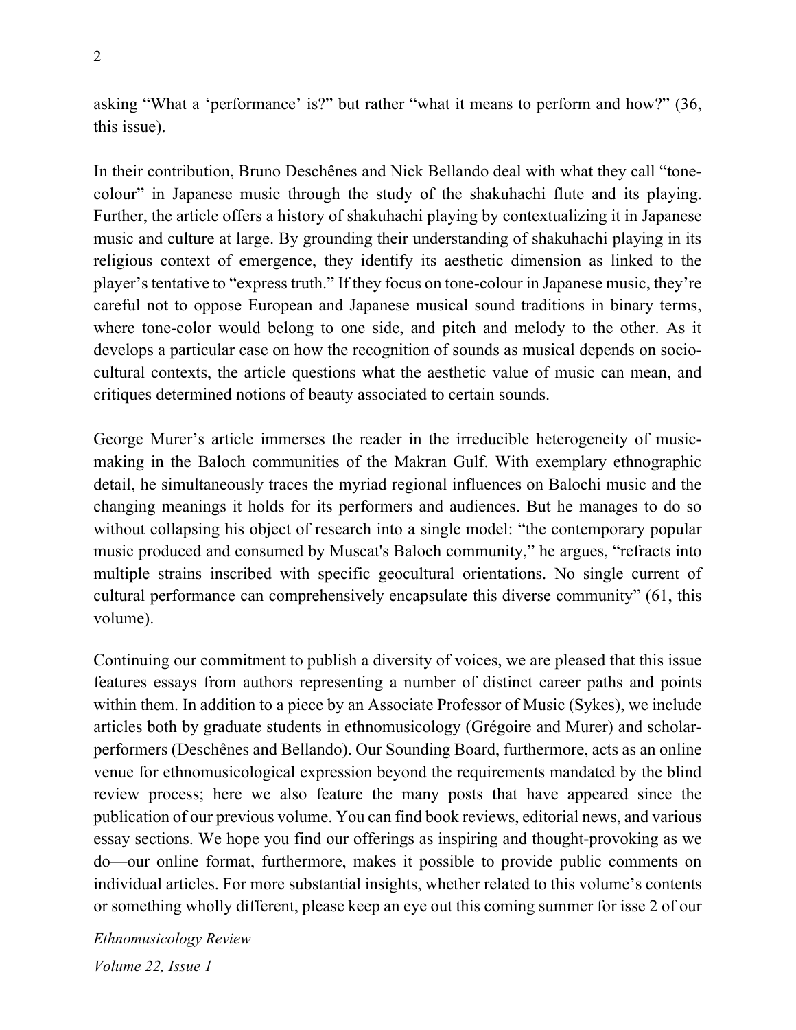asking "What a 'performance' is?" but rather "what it means to perform and how?" (36, this issue).

In their contribution, Bruno Deschênes and Nick Bellando deal with what they call "tone-colour" in Japanese music through the study of the shakuhachi flute and its playing. Further, the article offers a history of shakuhachi playing by contextualizing it in Japanese music and culture at large. By grounding their understanding of shakuhachi playing in its religious context of emergence, they identify its aesthetic dimension as linked to the player's tentative to "express truth." If they focus on tone-colour in Japanese music, they're careful not to oppose European and Japanese musical sound traditions in binary terms, where tone-color would belong to one side, and pitch and melody to the other. As it develops a particular case on how the recognition of sounds as musical depends on socio-cultural contexts, the article questions what the aesthetic value of music can mean, and critiques determined notions of beauty associated to certain sounds.

George Murer's article immerses the reader in the irreducible heterogeneity of music-making in the Baloch communities of the Makran Gulf. With exemplary ethnographic detail, he simultaneously traces the myriad regional influences on Balochi music and the changing meanings it holds for its performers and audiences. But he manages to do so without collapsing his object of research into a single model: "the contemporary popular music produced and consumed by Muscat's Baloch community," he argues, "refracts into multiple strains inscribed with specific geocultural orientations. No single current of cultural performance can comprehensively encapsulate this diverse community" (61, this volume).

Continuing our commitment to publish a diversity of voices, we are pleased that this issue features essays from authors representing a number of distinct career paths and points within them. In addition to a piece by an Associate Professor of Music (Sykes), we include articles both by graduate students in ethnomusicology (Grégoire and Murer) and scholar-performers (Deschênes and Bellando). Our Sounding Board, furthermore, acts as an online venue for ethnomusicological expression beyond the requirements mandated by the blind review process; here we also feature the many posts that have appeared since the publication of our previous volume. You can find book reviews, editorial news, and various essay sections. We hope you find our offerings as inspiring and thought-provoking as we do—our online format, furthermore, makes it possible to provide public comments on individual articles. For more substantial insights, whether related to this volume's contents or something wholly different, please keep an eye out this coming summer for isse 2 of our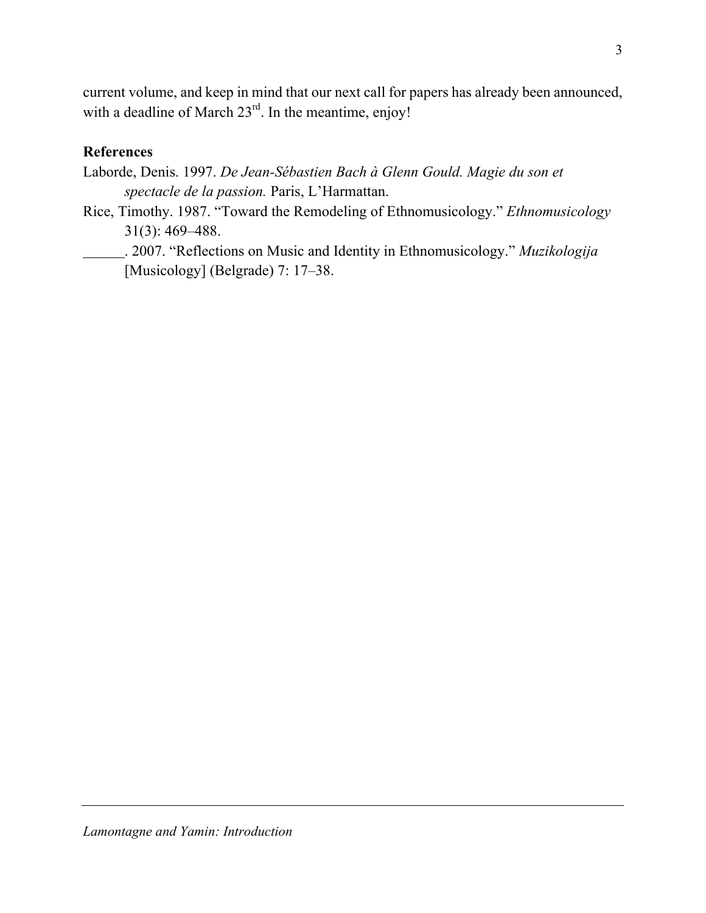current volume, and keep in mind that our next call for papers has already been announced, with a deadline of March 23rd. In the meantime, enjoy!

**References**

Laborde, Denis. 1997. *De Jean-Sébastien Bach à Glenn Gould. Magie du son et spectacle de la passion.* Paris, L'Harmattan.

Rice, Timothy. 1987. "Toward the Remodeling of Ethnomusicology." *Ethnomusicology* 31(3): 469–488.

______. 2007. "Reflections on Music and Identity in Ethnomusicology." *Muzikologija* [Musicology] (Belgrade) 7: 17–38.